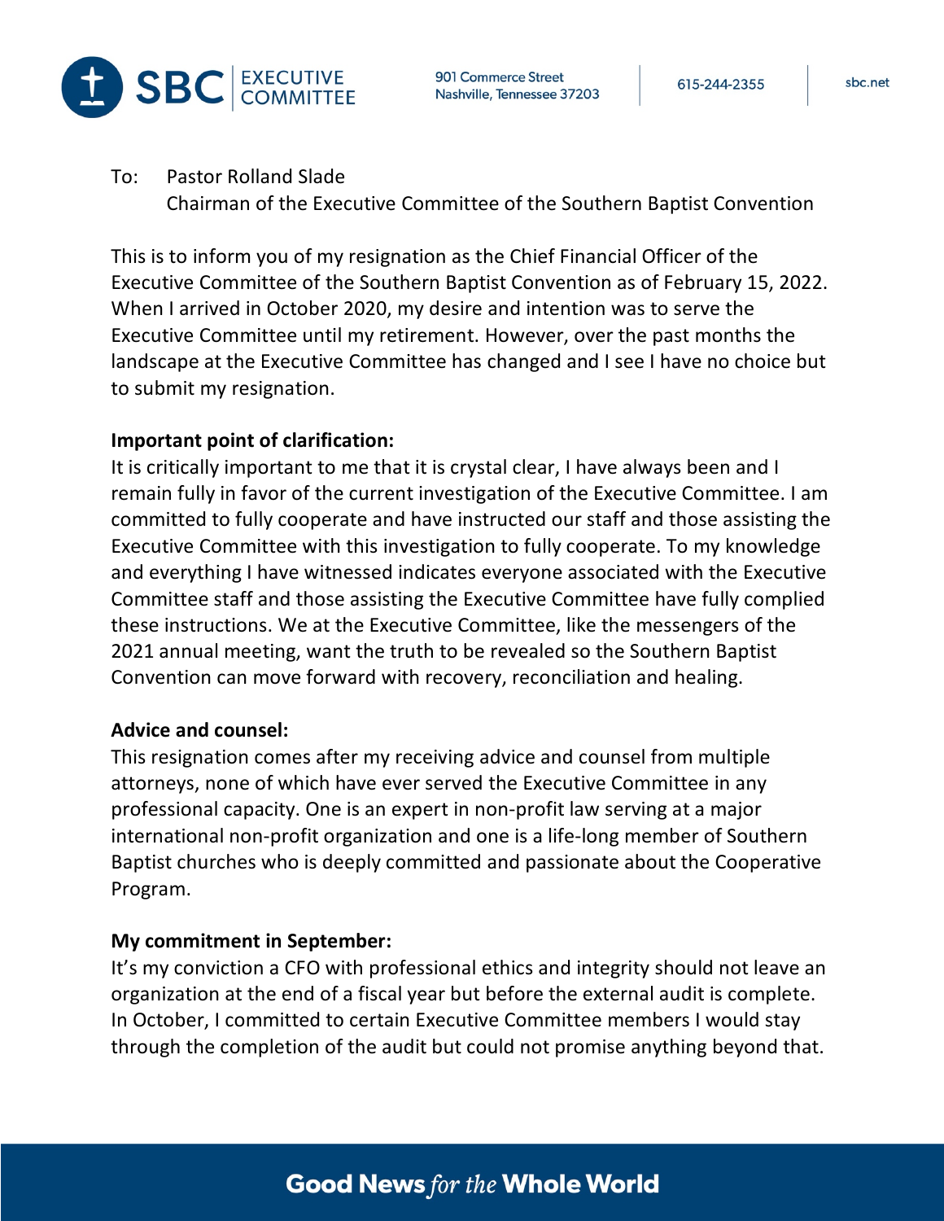To: Pastor Rolland Slade
Chairman of the Executive Committee of the Southern Baptist Convention

This is to inform you of my resignation as the Chief Financial Officer of the Executive Committee of the Southern Baptist Convention as of February 15, 2022. When I arrived in October 2020, my desire and intention was to serve the Executive Committee until my retirement. However, over the past months the landscape at the Executive Committee has changed and I see I have no choice but to submit my resignation.

**Important point of clarification:**
It is critically important to me that it is crystal clear, I have always been and I remain fully in favor of the current investigation of the Executive Committee. I am committed to fully cooperate and have instructed our staff and those assisting the Executive Committee with this investigation to fully cooperate. To my knowledge and everything I have witnessed indicates everyone associated with the Executive Committee staff and those assisting the Executive Committee have fully complied these instructions. We at the Executive Committee, like the messengers of the 2021 annual meeting, want the truth to be revealed so the Southern Baptist Convention can move forward with recovery, reconciliation and healing.

**Advice and counsel:**
This resignation comes after my receiving advice and counsel from multiple attorneys, none of which have ever served the Executive Committee in any professional capacity. One is an expert in non-profit law serving at a major international non-profit organization and one is a life-long member of Southern Baptist churches who is deeply committed and passionate about the Cooperative Program.

**My commitment in September:**
It's my conviction a CFO with professional ethics and integrity should not leave an organization at the end of a fiscal year but before the external audit is complete. In October, I committed to certain Executive Committee members I would stay through the completion of the audit but could not promise anything beyond that.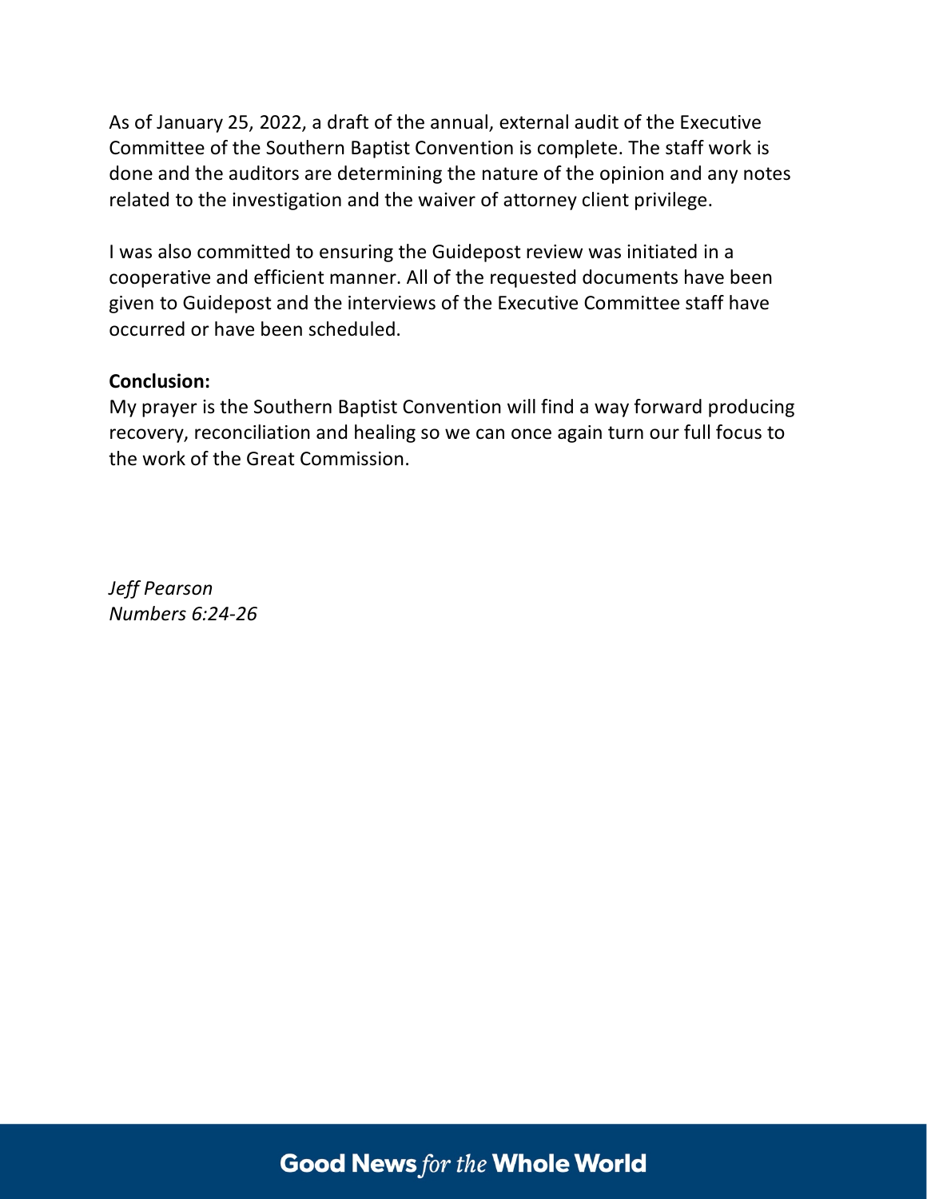As of January 25, 2022, a draft of the annual, external audit of the Executive Committee of the Southern Baptist Convention is complete. The staff work is done and the auditors are determining the nature of the opinion and any notes related to the investigation and the waiver of attorney client privilege.

I was also committed to ensuring the Guidepost review was initiated in a cooperative and efficient manner. All of the requested documents have been given to Guidepost and the interviews of the Executive Committee staff have occurred or have been scheduled.

**Conclusion:**
My prayer is the Southern Baptist Convention will find a way forward producing recovery, reconciliation and healing so we can once again turn our full focus to the work of the Great Commission.

*Jeff Pearson*
*Numbers 6:24-26*